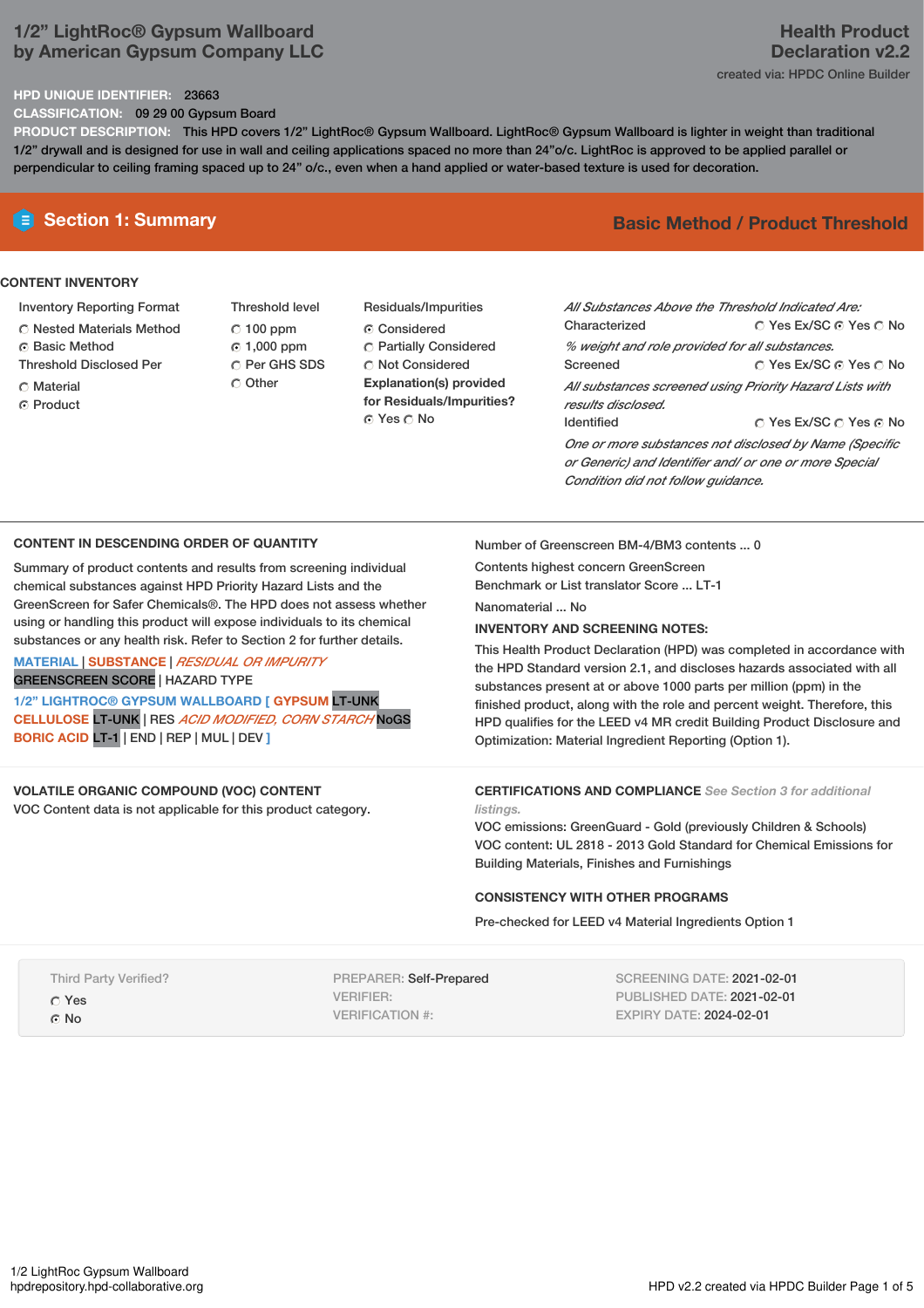# 1/2” LightRoc® Gypsum Wallboard by American Gypsum Company LLC

**Health Product Declaration v2.2**

created via: HPDC Online Builder

**HPD UNIQUE IDENTIFIER:** 23663

**CLASSIFICATION:** 09 29 00 Gypsum Board

**PRODUCT DESCRIPTION:** This HPD covers 1/2” LightRoc® Gypsum Wallboard. LightRoc® Gypsum Wallboard is lighter in weight than traditional 1/2” drywall and is designed for use in wall and ceiling applications spaced no more than 24”o/c. LightRoc is approved to be applied parallel or perpendicular to ceiling framing spaced up to 24” o/c., even when a hand applied or water-based texture is used for decoration.

## Section 1: Summary

**Basic Method / Product Threshold**

### CONTENT INVENTORY

**Inventory Reporting Format**
- ○ Nested Materials Method
- ● Basic Method

**Threshold Disclosed Per**
- ○ Material
- ● Product

**Threshold level**
- ○ 100 ppm
- ● 1,000 ppm
- ○ Per GHS SDS
- ○ Other

**Residuals/Impurities**
- ● Considered
- ○ Partially Considered
- ○ Not Considered

**Explanation(s) provided for Residuals/Impurities?**
- ● Yes ○ No

*All Substances Above the Threshold Indicated Are:*

Characterized ○ Yes Ex/SC ● Yes ○ No

*% weight and role provided for all substances.*

Screened ○ Yes Ex/SC ● Yes ○ No

*All substances screened using Priority Hazard Lists with results disclosed.*

Identified ○ Yes Ex/SC ○ Yes ● No

*One or more substances not disclosed by Name (Specific or Generic) and Identifier and/ or one or more Special Condition did not follow guidance.*

### CONTENT IN DESCENDING ORDER OF QUANTITY

Summary of product contents and results from screening individual chemical substances against HPD Priority Hazard Lists and the GreenScreen for Safer Chemicals®. The HPD does not assess whether using or handling this product will expose individuals to its chemical substances or any health risk. Refer to Section 2 for further details.

MATERIAL | SUBSTANCE | *RESIDUAL OR IMPURITY*
GREENSCREEN SCORE | HAZARD TYPE

1/2” LIGHTROC® GYPSUM WALLBOARD [ GYPSUM LT-UNK
CELLULOSE LT-UNK | RES *ACID MODIFIED, CORN STARCH* NoGS
BORIC ACID LT-1 | END | REP | MUL | DEV ]

Number of Greenscreen BM-4/BM3 contents ... 0

Contents highest concern GreenScreen Benchmark or List translator Score ... LT-1

Nanomaterial ... No

**INVENTORY AND SCREENING NOTES:**

This Health Product Declaration (HPD) was completed in accordance with the HPD Standard version 2.1, and discloses hazards associated with all substances present at or above 1000 parts per million (ppm) in the finished product, along with the role and percent weight. Therefore, this HPD qualifies for the LEED v4 MR credit Building Product Disclosure and Optimization: Material Ingredient Reporting (Option 1).

### VOLATILE ORGANIC COMPOUND (VOC) CONTENT

VOC Content data is not applicable for this product category.

### CERTIFICATIONS AND COMPLIANCE *See Section 3 for additional listings.*

VOC emissions: GreenGuard - Gold (previously Children & Schools)
VOC content: UL 2818 - 2013 Gold Standard for Chemical Emissions for Building Materials, Finishes and Furnishings

### CONSISTENCY WITH OTHER PROGRAMS

Pre-checked for LEED v4 Material Ingredients Option 1

Third Party Verified?
- ○ Yes
- ● No

PREPARER: Self-Prepared
VERIFIER:
VERIFICATION #:

SCREENING DATE: 2021-02-01
PUBLISHED DATE: 2021-02-01
EXPIRY DATE: 2024-02-01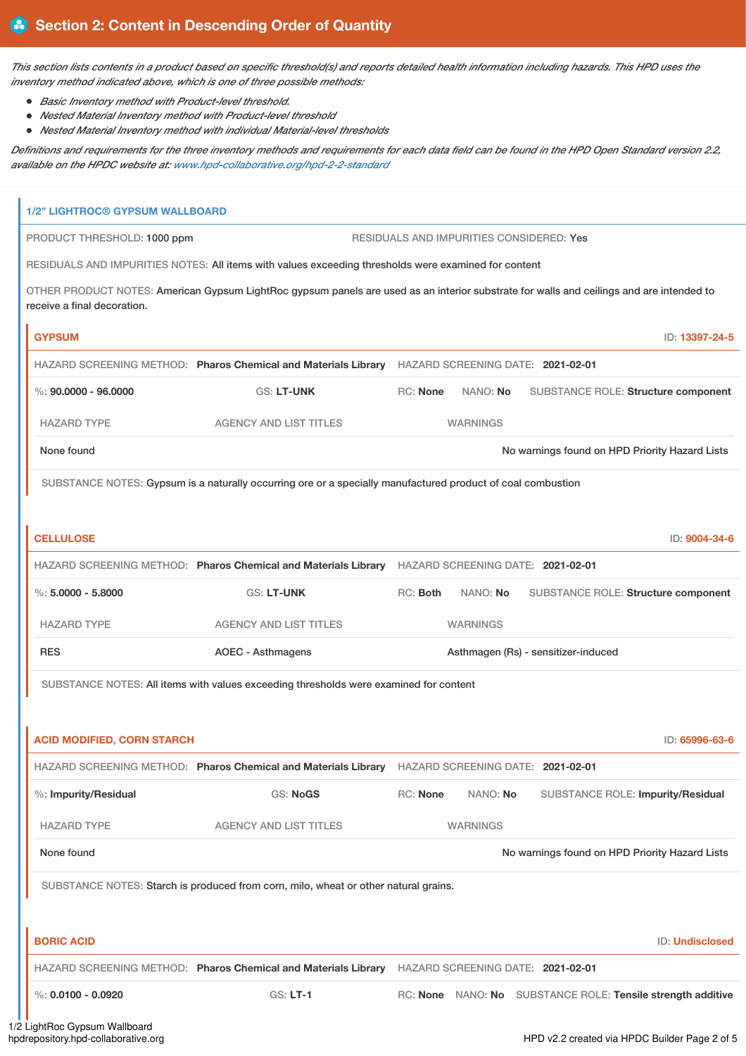## Section 2: Content in Descending Order of Quantity

*This section lists contents in a product based on specific threshold(s) and reports detailed health information including hazards. This HPD uses the inventory method indicated above, which is one of three possible methods:*

- *Basic Inventory method with Product-level threshold.*
- *Nested Material Inventory method with Product-level threshold*
- *Nested Material Inventory method with individual Material-level thresholds*

*Definitions and requirements for the three inventory methods and requirements for each data field can be found in the HPD Open Standard version 2.2, available on the HPDC website at: www.hpd-collaborative.org/hpd-2-2-standard*

### 1/2" LIGHTROC® GYPSUM WALLBOARD

PRODUCT THRESHOLD: 1000 ppm

RESIDUALS AND IMPURITIES CONSIDERED: Yes

RESIDUALS AND IMPURITIES NOTES: All items with values exceeding thresholds were examined for content

OTHER PRODUCT NOTES: American Gypsum LightRoc gypsum panels are used as an interior substrate for walls and ceilings and are intended to receive a final decoration.

#### GYPSUM

ID: 13397-24-5

HAZARD SCREENING METHOD: **Pharos Chemical and Materials Library** HAZARD SCREENING DATE: **2021-02-01**

%: **90.0000 - 96.0000** GS: **LT-UNK** RC: **None** NANO: **No** SUBSTANCE ROLE: **Structure component**

| HAZARD TYPE | AGENCY AND LIST TITLES | WARNINGS |
|---|---|---|
| None found | | No warnings found on HPD Priority Hazard Lists |

SUBSTANCE NOTES: Gypsum is a naturally occurring ore or a specially manufactured product of coal combustion

#### CELLULOSE

ID: 9004-34-6

HAZARD SCREENING METHOD: **Pharos Chemical and Materials Library** HAZARD SCREENING DATE: **2021-02-01**

%: **5.0000 - 5.8000** GS: **LT-UNK** RC: **Both** NANO: **No** SUBSTANCE ROLE: **Structure component**

| HAZARD TYPE | AGENCY AND LIST TITLES | WARNINGS |
|---|---|---|
| RES | AOEC - Asthmagens | Asthmagen (Rs) - sensitizer-induced |

SUBSTANCE NOTES: All items with values exceeding thresholds were examined for content

#### ACID MODIFIED, CORN STARCH

ID: 65996-63-6

HAZARD SCREENING METHOD: **Pharos Chemical and Materials Library** HAZARD SCREENING DATE: **2021-02-01**

%: **Impurity/Residual** GS: **NoGS** RC: **None** NANO: **No** SUBSTANCE ROLE: **Impurity/Residual**

| HAZARD TYPE | AGENCY AND LIST TITLES | WARNINGS |
|---|---|---|
| None found | | No warnings found on HPD Priority Hazard Lists |

SUBSTANCE NOTES: Starch is produced from corn, milo, wheat or other natural grains.

#### BORIC ACID

ID: Undisclosed

HAZARD SCREENING METHOD: **Pharos Chemical and Materials Library** HAZARD SCREENING DATE: **2021-02-01**

%: **0.0100 - 0.0920** GS: **LT-1** RC: **None** NANO: **No** SUBSTANCE ROLE: **Tensile strength additive**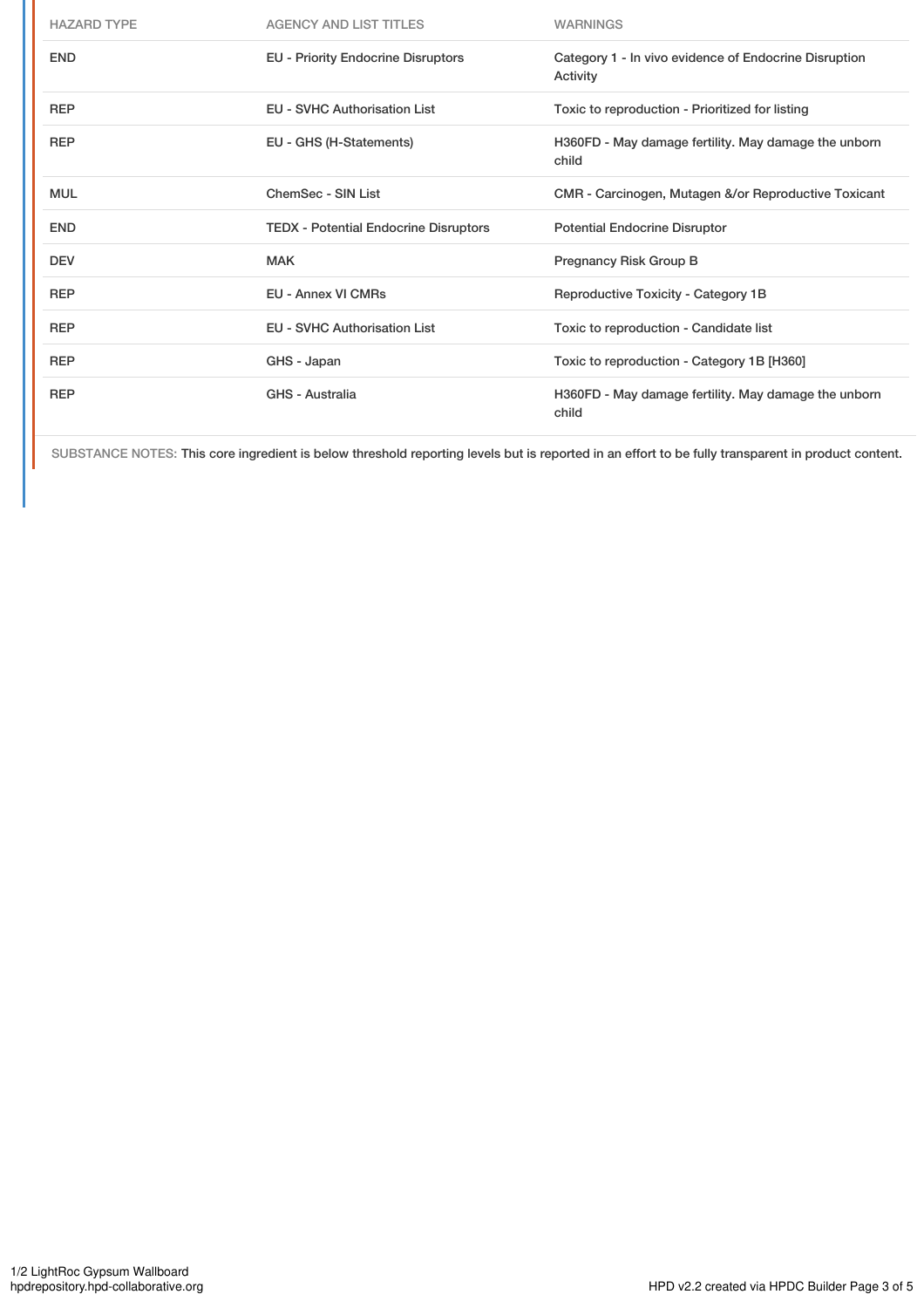| HAZARD TYPE | AGENCY AND LIST TITLES | WARNINGS |
|---|---|---|
| END | EU - Priority Endocrine Disruptors | Category 1 - In vivo evidence of Endocrine Disruption Activity |
| REP | EU - SVHC Authorisation List | Toxic to reproduction - Prioritized for listing |
| REP | EU - GHS (H-Statements) | H360FD - May damage fertility. May damage the unborn child |
| MUL | ChemSec - SIN List | CMR - Carcinogen, Mutagen &/or Reproductive Toxicant |
| END | TEDX - Potential Endocrine Disruptors | Potential Endocrine Disruptor |
| DEV | MAK | Pregnancy Risk Group B |
| REP | EU - Annex VI CMRs | Reproductive Toxicity - Category 1B |
| REP | EU - SVHC Authorisation List | Toxic to reproduction - Candidate list |
| REP | GHS - Japan | Toxic to reproduction - Category 1B [H360] |
| REP | GHS - Australia | H360FD - May damage fertility. May damage the unborn child |

SUBSTANCE NOTES: This core ingredient is below threshold reporting levels but is reported in an effort to be fully transparent in product content.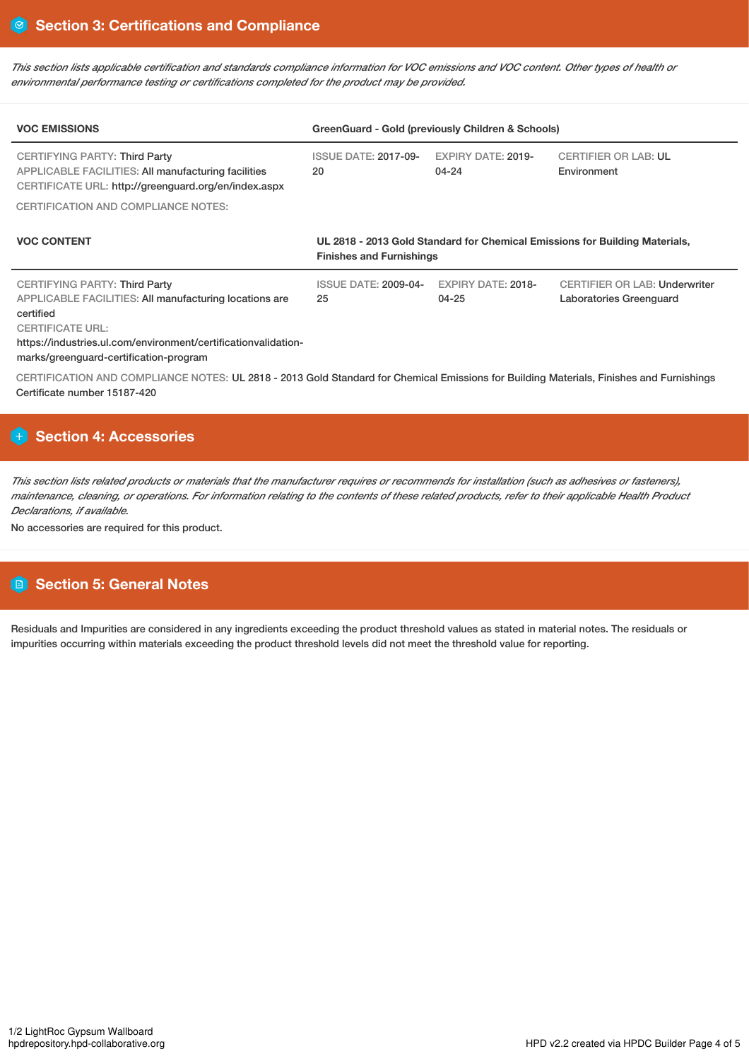## Section 3: Certifications and Compliance

*This section lists applicable certification and standards compliance information for VOC emissions and VOC content. Other types of health or environmental performance testing or certifications completed for the product may be provided.*

| VOC EMISSIONS | GreenGuard - Gold (previously Children & Schools) | | |
|---|---|---|---|
| CERTIFYING PARTY: Third Party<br>APPLICABLE FACILITIES: All manufacturing facilities<br>CERTIFICATE URL: http://greenguard.org/en/index.aspx | ISSUE DATE: 2017-09-20 | EXPIRY DATE: 2019-04-24 | CERTIFIER OR LAB: UL Environment |

CERTIFICATION AND COMPLIANCE NOTES:

| VOC CONTENT | UL 2818 - 2013 Gold Standard for Chemical Emissions for Building Materials, Finishes and Furnishings | | |
|---|---|---|---|
| CERTIFYING PARTY: Third Party<br>APPLICABLE FACILITIES: All manufacturing locations are certified<br>CERTIFICATE URL: https://industries.ul.com/environment/certificationvalidation-marks/greenguard-certification-program | ISSUE DATE: 2009-04-25 | EXPIRY DATE: 2018-04-25 | CERTIFIER OR LAB: Underwriter Laboratories Greenguard |

CERTIFICATION AND COMPLIANCE NOTES: UL 2818 - 2013 Gold Standard for Chemical Emissions for Building Materials, Finishes and Furnishings Certificate number 15187-420

## Section 4: Accessories

*This section lists related products or materials that the manufacturer requires or recommends for installation (such as adhesives or fasteners), maintenance, cleaning, or operations. For information relating to the contents of these related products, refer to their applicable Health Product Declarations, if available.*

No accessories are required for this product.

## Section 5: General Notes

Residuals and Impurities are considered in any ingredients exceeding the product threshold values as stated in material notes. The residuals or impurities occurring within materials exceeding the product threshold levels did not meet the threshold value for reporting.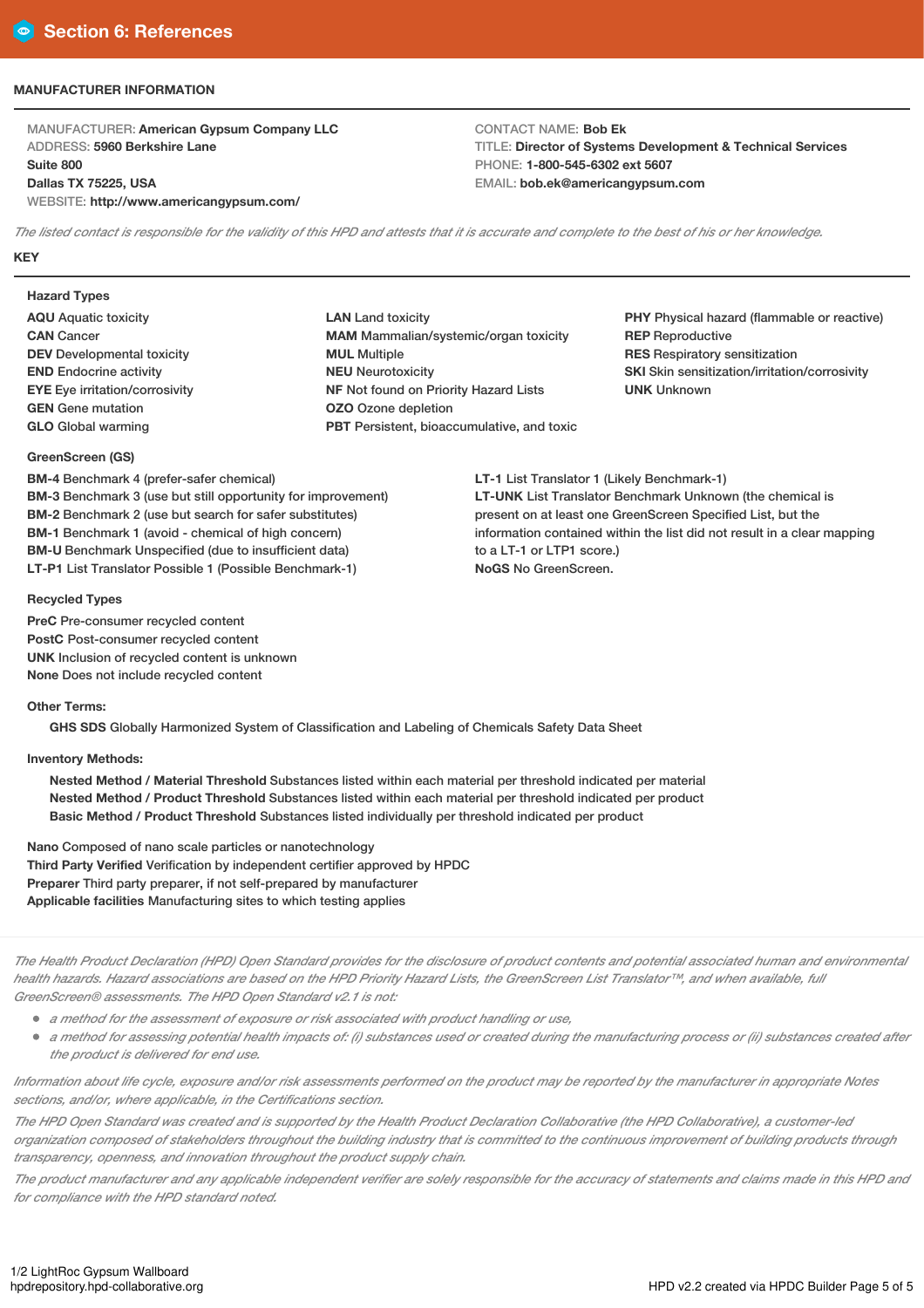## Section 6: References

### MANUFACTURER INFORMATION

MANUFACTURER: **American Gypsum Company LLC**
ADDRESS: **5960 Berkshire Lane**
**Suite 800**
**Dallas TX 75225, USA**
WEBSITE: **http://www.americangypsum.com/**

CONTACT NAME: **Bob Ek**
TITLE: **Director of Systems Development & Technical Services**
PHONE: **1-800-545-6302 ext 5607**
EMAIL: **bob.ek@americangypsum.com**

*The listed contact is responsible for the validity of this HPD and attests that it is accurate and complete to the best of his or her knowledge.*

### KEY

**Hazard Types**

**AQU** Aquatic toxicity
**CAN** Cancer
**DEV** Developmental toxicity
**END** Endocrine activity
**EYE** Eye irritation/corrosivity
**GEN** Gene mutation
**GLO** Global warming
**LAN** Land toxicity
**MAM** Mammalian/systemic/organ toxicity
**MUL** Multiple
**NEU** Neurotoxicity
**NF** Not found on Priority Hazard Lists
**OZO** Ozone depletion
**PBT** Persistent, bioaccumulative, and toxic
**PHY** Physical hazard (flammable or reactive)
**REP** Reproductive
**RES** Respiratory sensitization
**SKI** Skin sensitization/irritation/corrosivity
**UNK** Unknown

**GreenScreen (GS)**

**BM-4** Benchmark 4 (prefer-safer chemical)
**BM-3** Benchmark 3 (use but still opportunity for improvement)
**BM-2** Benchmark 2 (use but search for safer substitutes)
**BM-1** Benchmark 1 (avoid - chemical of high concern)
**BM-U** Benchmark Unspecified (due to insufficient data)
**LT-P1** List Translator Possible 1 (Possible Benchmark-1)
**LT-1** List Translator 1 (Likely Benchmark-1)
**LT-UNK** List Translator Benchmark Unknown (the chemical is present on at least one GreenScreen Specified List, but the information contained within the list did not result in a clear mapping to a LT-1 or LTP1 score.)
**NoGS** No GreenScreen.

**Recycled Types**

**PreC** Pre-consumer recycled content
**PostC** Post-consumer recycled content
**UNK** Inclusion of recycled content is unknown
**None** Does not include recycled content

**Other Terms:**

**GHS SDS** Globally Harmonized System of Classification and Labeling of Chemicals Safety Data Sheet

**Inventory Methods:**

**Nested Method / Material Threshold** Substances listed within each material per threshold indicated per material
**Nested Method / Product Threshold** Substances listed within each material per threshold indicated per product
**Basic Method / Product Threshold** Substances listed individually per threshold indicated per product

**Nano** Composed of nano scale particles or nanotechnology
**Third Party Verified** Verification by independent certifier approved by HPDC
**Preparer** Third party preparer, if not self-prepared by manufacturer
**Applicable facilities** Manufacturing sites to which testing applies

*The Health Product Declaration (HPD) Open Standard provides for the disclosure of product contents and potential associated human and environmental health hazards. Hazard associations are based on the HPD Priority Hazard Lists, the GreenScreen List Translator™, and when available, full GreenScreen® assessments. The HPD Open Standard v2.1 is not:*

- *a method for the assessment of exposure or risk associated with product handling or use,*
- *a method for assessing potential health impacts of: (i) substances used or created during the manufacturing process or (ii) substances created after the product is delivered for end use.*

*Information about life cycle, exposure and/or risk assessments performed on the product may be reported by the manufacturer in appropriate Notes sections, and/or, where applicable, in the Certifications section.*

*The HPD Open Standard was created and is supported by the Health Product Declaration Collaborative (the HPD Collaborative), a customer-led organization composed of stakeholders throughout the building industry that is committed to the continuous improvement of building products through transparency, openness, and innovation throughout the product supply chain.*

*The product manufacturer and any applicable independent verifier are solely responsible for the accuracy of statements and claims made in this HPD and for compliance with the HPD standard noted.*